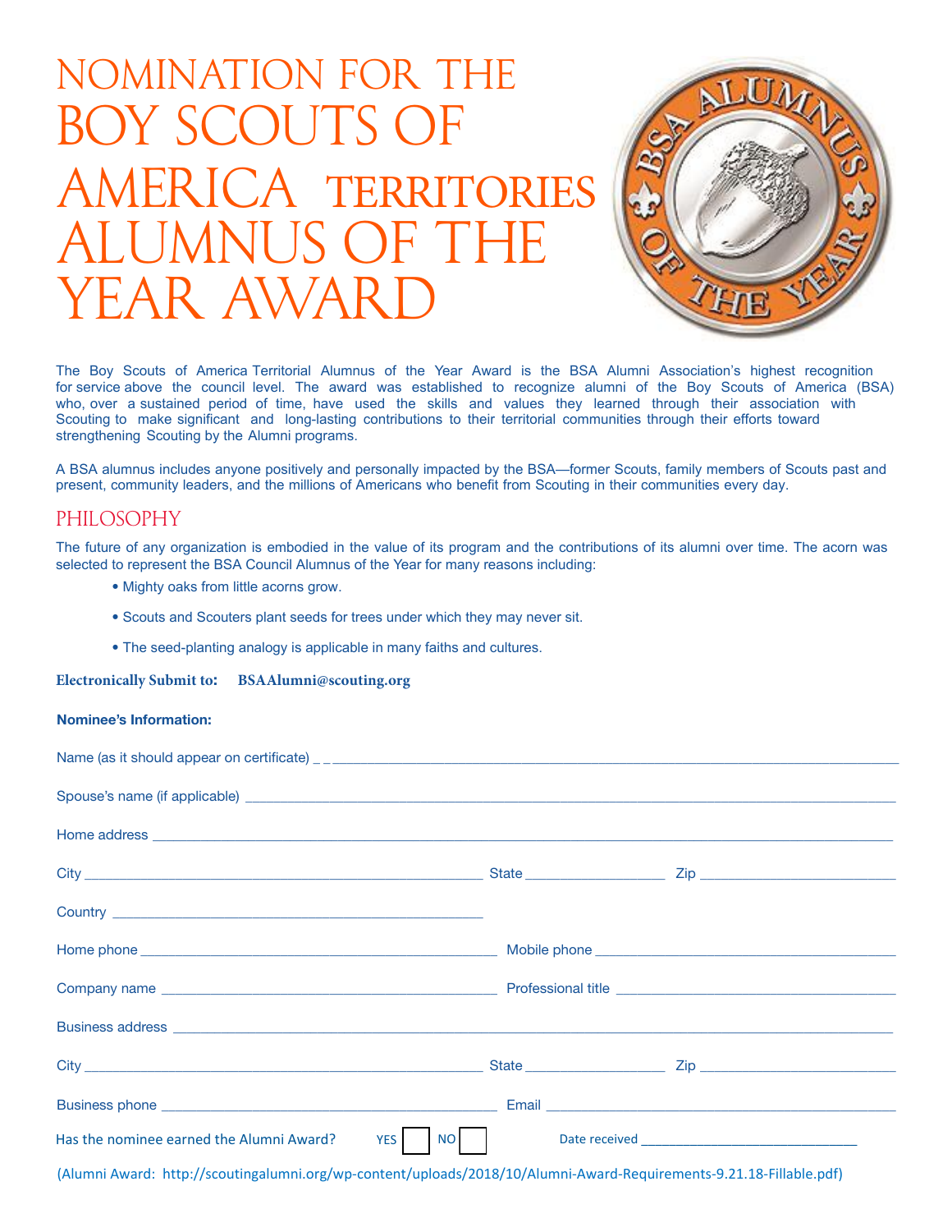# NOMINATION FOR THE BOY SCOUTS OF AMERICA TERRITORIES ALUMNUS OF THE YEAR AWARD

The Boy Scouts of America Territorial Alumnus of the Year Award is the BSA Alumni Association's highest recognition for service above the council level. The award was established to recognize alumni of the Boy Scouts of America (BSA) who, over a sustained period of time, have used the skills and values they learned through their association with Scouting to make significant and long-lasting contributions to their territorial communities through their efforts toward strengthening Scouting by the Alumni programs.

A BSA alumnus includes anyone positively and personally impacted by the BSA—former Scouts, family members of Scouts past and present, community leaders, and the millions of Americans who benefit from Scouting in their communities every day.

## PHILOSOPHY

The future of any organization is embodied in the value of its program and the contributions of its alumni over time. The acorn was selected to represent the BSA Council Alumnus of the Year for many reasons including:

- Mighty oaks from little acorns grow.
- Scouts and Scouters plant seeds for trees under which they may never sit.
- The seed-planting analogy is applicable in many faiths and cultures.

**Electronically Submit to: BSAAlumni@scouting.org**

**Nominee's Information:**

Name (as it should appear on certificate) ____________________

Spouse's name (if applicable) ____________________

Home address ____________________

City ____________________ State __________ Zip __________

Country ____________________

Home phone ____________________ Mobile phone ____________________

Company name ____________________ Professional title ____________________

Business address ____________________

City ____________________ State __________ Zip __________

Business phone ____________________ Email ____________________

Has the nominee earned the Alumni Award? YES ☐ NO ☐ Date received ____________________

(Alumni Award: http://scoutingalumni.org/wp-content/uploads/2018/10/Alumni-Award-Requirements-9.21.18-Fillable.pdf)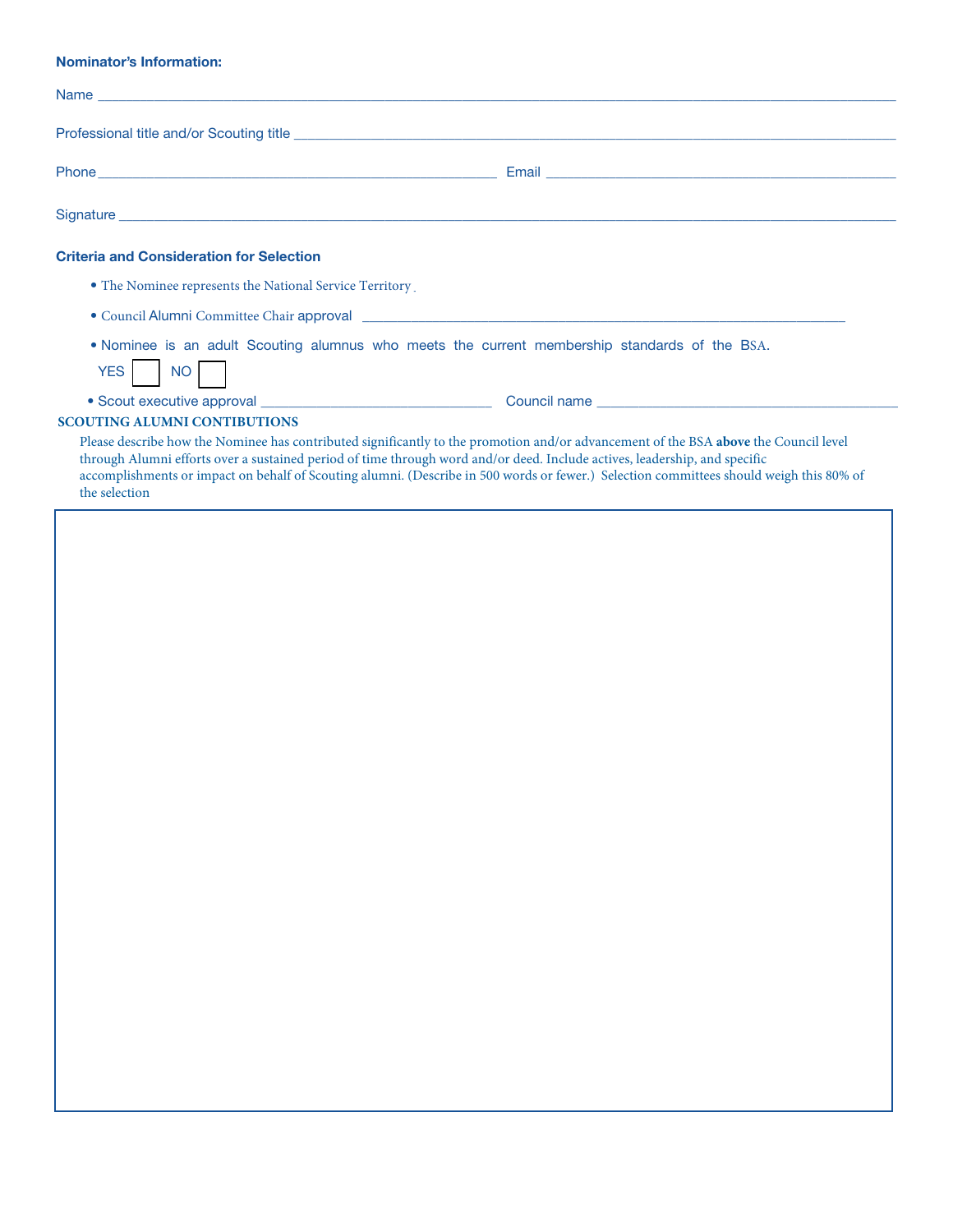**Nominator's Information:**

Name ______________________________________________________________________________

Professional title and/or Scouting title ______________________________________________________

Phone ________________________________________ Email ____________________________________

Signature ____________________________________________________________________________

**Criteria and Consideration for Selection**

- The Nominee represents the National Service Territory .
- Council Alumni Committee Chair approval ____________________________________________________
- Nominee is an adult Scouting alumnus who meets the current membership standards of the BSA.

  YES ☐ NO ☐
- Scout executive approval _________________________ Council name ________________________________

**SCOUTING ALUMNI CONTIBUTIONS**

Please describe how the Nominee has contributed significantly to the promotion and/or advancement of the BSA **above** the Council level through Alumni efforts over a sustained period of time through word and/or deed. Include actives, leadership, and specific accomplishments or impact on behalf of Scouting alumni. (Describe in 500 words or fewer.) Selection committees should weigh this 80% of the selection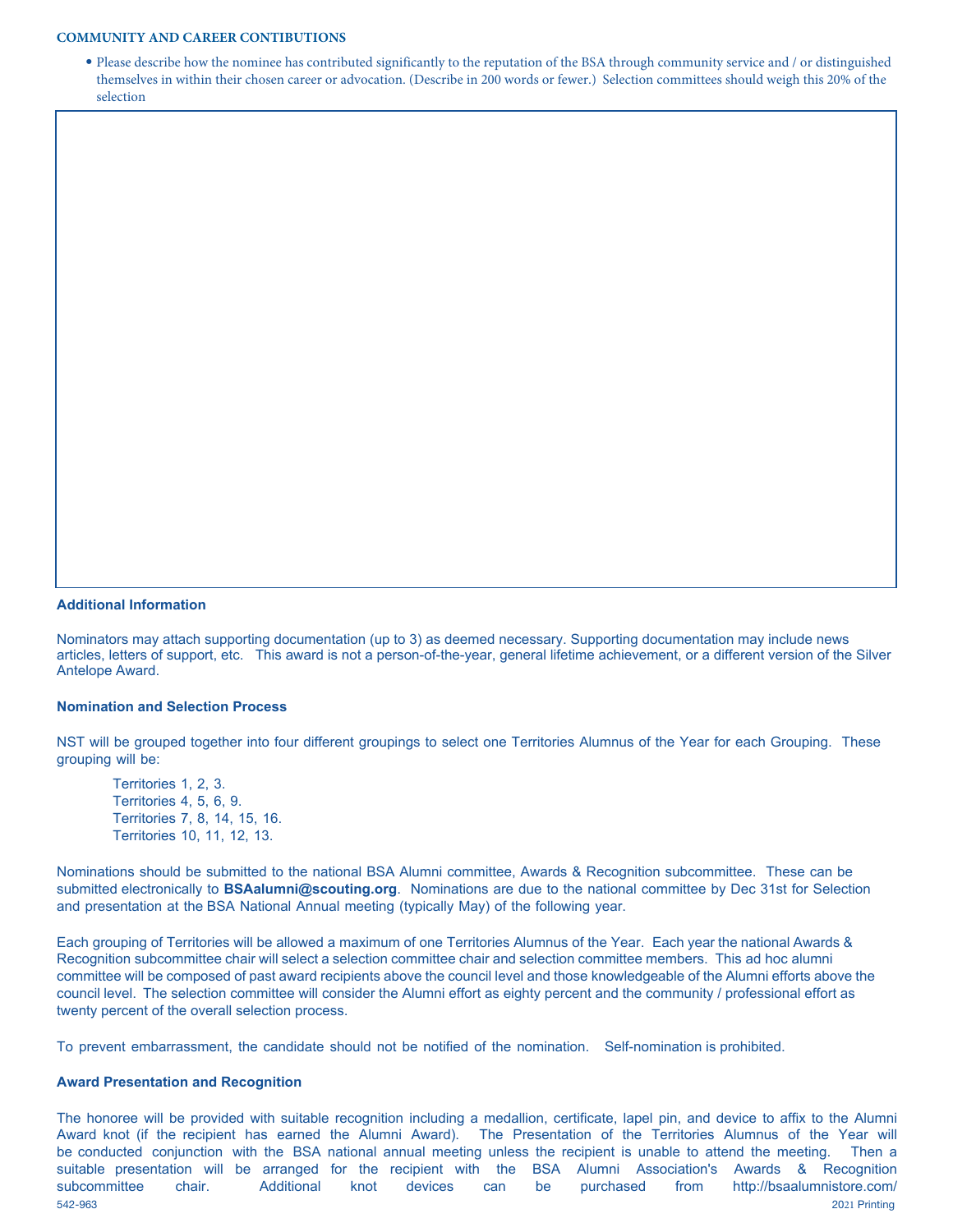### COMMUNITY AND CAREER CONTIBUTIONS

- Please describe how the nominee has contributed significantly to the reputation of the BSA through community service and / or distinguished themselves in within their chosen career or advocation. (Describe in 200 words or fewer.) Selection committees should weigh this 20% of the selection

### Additional Information

Nominators may attach supporting documentation (up to 3) as deemed necessary. Supporting documentation may include news articles, letters of support, etc. This award is not a person-of-the-year, general lifetime achievement, or a different version of the Silver Antelope Award.

### Nomination and Selection Process

NST will be grouped together into four different groupings to select one Territories Alumnus of the Year for each Grouping. These grouping will be:

Territories 1, 2, 3.
Territories 4, 5, 6, 9.
Territories 7, 8, 14, 15, 16.
Territories 10, 11, 12, 13.

Nominations should be submitted to the national BSA Alumni committee, Awards & Recognition subcommittee. These can be submitted electronically to **BSAalumni@scouting.org**. Nominations are due to the national committee by Dec 31st for Selection and presentation at the BSA National Annual meeting (typically May) of the following year.

Each grouping of Territories will be allowed a maximum of one Territories Alumnus of the Year. Each year the national Awards & Recognition subcommittee chair will select a selection committee chair and selection committee members. This ad hoc alumni committee will be composed of past award recipients above the council level and those knowledgeable of the Alumni efforts above the council level. The selection committee will consider the Alumni effort as eighty percent and the community / professional effort as twenty percent of the overall selection process.

To prevent embarrassment, the candidate should not be notified of the nomination. Self-nomination is prohibited.

### Award Presentation and Recognition

The honoree will be provided with suitable recognition including a medallion, certificate, lapel pin, and device to affix to the Alumni Award knot (if the recipient has earned the Alumni Award). The Presentation of the Territories Alumnus of the Year will be conducted conjunction with the BSA national annual meeting unless the recipient is unable to attend the meeting. Then a suitable presentation will be arranged for the recipient with the BSA Alumni Association's Awards & Recognition subcommittee chair. Additional knot devices can be purchased from http://bsaalumnistore.com/

542-963 2021 Printing